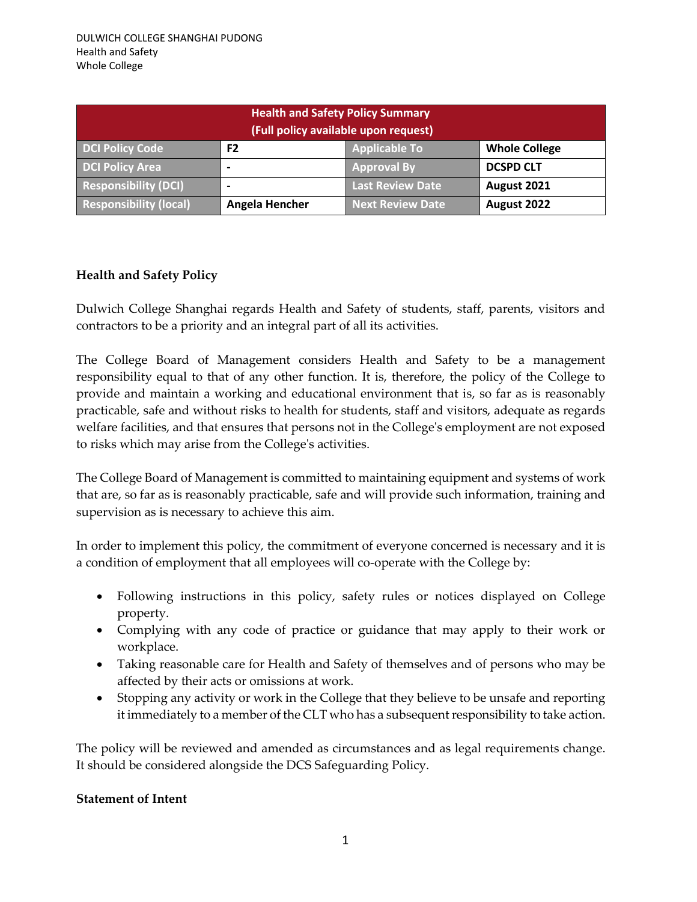DULWICH COLLEGE SHANGHAI PUDONG
Health and Safety
Whole College

| Health and Safety Policy Summary (Full policy available upon request) | | | |
|---|---|---|---|
| DCI Policy Code | F2 | Applicable To | Whole College |
| DCI Policy Area | - | Approval By | DCSPD CLT |
| Responsibility (DCI) | - | Last Review Date | August 2021 |
| Responsibility (local) | Angela Hencher | Next Review Date | August 2022 |

## Health and Safety Policy

Dulwich College Shanghai regards Health and Safety of students, staff, parents, visitors and contractors to be a priority and an integral part of all its activities.

The College Board of Management considers Health and Safety to be a management responsibility equal to that of any other function. It is, therefore, the policy of the College to provide and maintain a working and educational environment that is, so far as is reasonably practicable, safe and without risks to health for students, staff and visitors, adequate as regards welfare facilities, and that ensures that persons not in the College's employment are not exposed to risks which may arise from the College's activities.

The College Board of Management is committed to maintaining equipment and systems of work that are, so far as is reasonably practicable, safe and will provide such information, training and supervision as is necessary to achieve this aim.

In order to implement this policy, the commitment of everyone concerned is necessary and it is a condition of employment that all employees will co-operate with the College by:

- Following instructions in this policy, safety rules or notices displayed on College property.
- Complying with any code of practice or guidance that may apply to their work or workplace.
- Taking reasonable care for Health and Safety of themselves and of persons who may be affected by their acts or omissions at work.
- Stopping any activity or work in the College that they believe to be unsafe and reporting it immediately to a member of the CLT who has a subsequent responsibility to take action.

The policy will be reviewed and amended as circumstances and as legal requirements change. It should be considered alongside the DCS Safeguarding Policy.

## Statement of Intent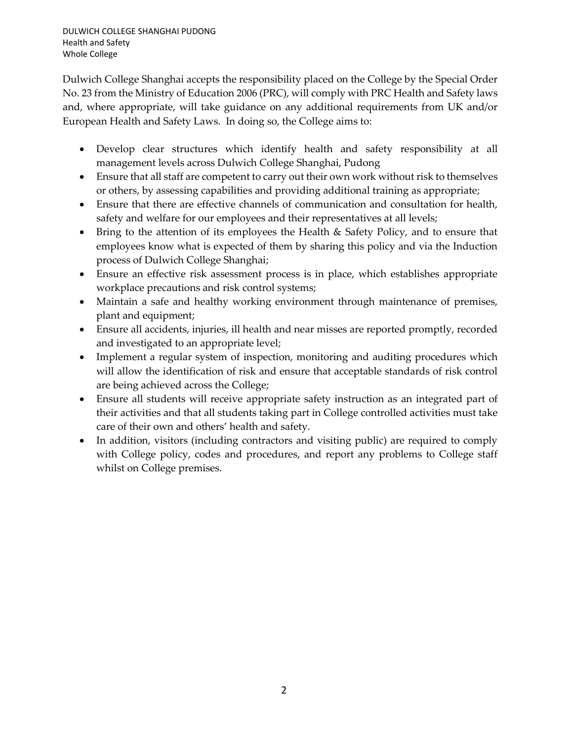Dulwich College Shanghai accepts the responsibility placed on the College by the Special Order No. 23 from the Ministry of Education 2006 (PRC), will comply with PRC Health and Safety laws and, where appropriate, will take guidance on any additional requirements from UK and/or European Health and Safety Laws. In doing so, the College aims to:

- Develop clear structures which identify health and safety responsibility at all management levels across Dulwich College Shanghai, Pudong
- Ensure that all staff are competent to carry out their own work without risk to themselves or others, by assessing capabilities and providing additional training as appropriate;
- Ensure that there are effective channels of communication and consultation for health, safety and welfare for our employees and their representatives at all levels;
- Bring to the attention of its employees the Health & Safety Policy, and to ensure that employees know what is expected of them by sharing this policy and via the Induction process of Dulwich College Shanghai;
- Ensure an effective risk assessment process is in place, which establishes appropriate workplace precautions and risk control systems;
- Maintain a safe and healthy working environment through maintenance of premises, plant and equipment;
- Ensure all accidents, injuries, ill health and near misses are reported promptly, recorded and investigated to an appropriate level;
- Implement a regular system of inspection, monitoring and auditing procedures which will allow the identification of risk and ensure that acceptable standards of risk control are being achieved across the College;
- Ensure all students will receive appropriate safety instruction as an integrated part of their activities and that all students taking part in College controlled activities must take care of their own and others' health and safety.
- In addition, visitors (including contractors and visiting public) are required to comply with College policy, codes and procedures, and report any problems to College staff whilst on College premises.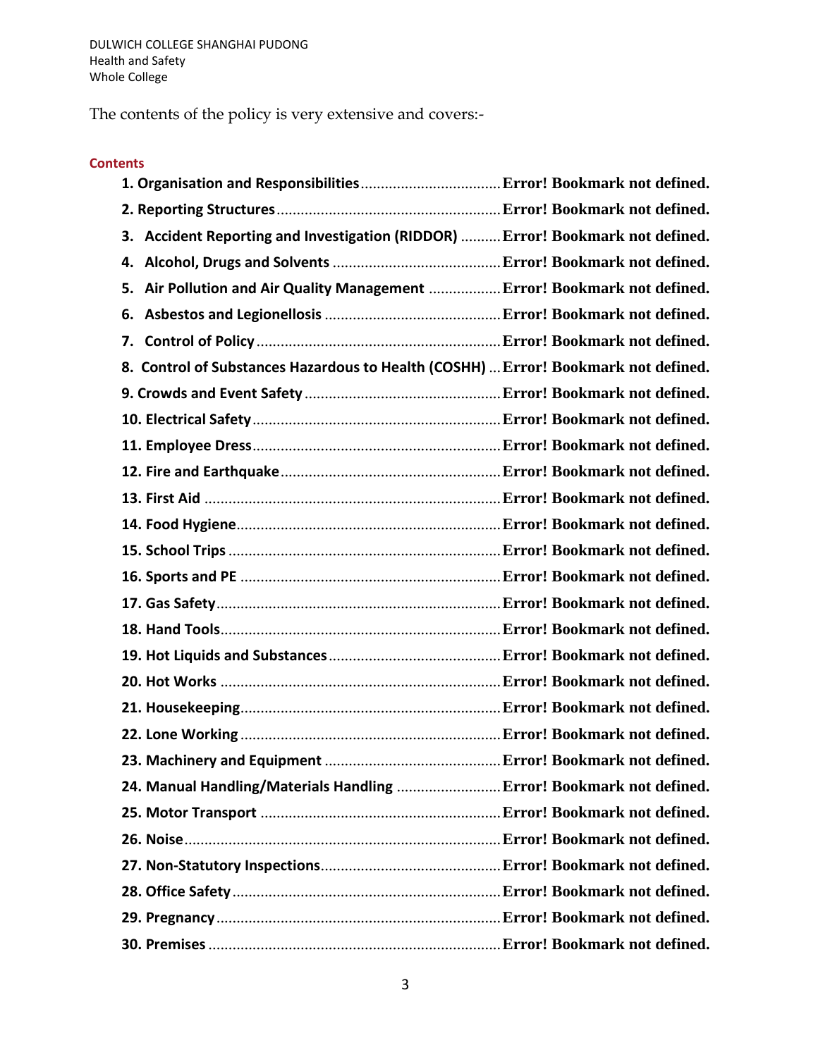The contents of the policy is very extensive and covers:-

**Contents**

1. Organisation and Responsibilities ..................................... **Error! Bookmark not defined.**
2. Reporting Structures ..................................... **Error! Bookmark not defined.**
3. Accident Reporting and Investigation (RIDDOR) ..................................... **Error! Bookmark not defined.**
4. Alcohol, Drugs and Solvents ..................................... **Error! Bookmark not defined.**
5. Air Pollution and Air Quality Management ..................................... **Error! Bookmark not defined.**
6. Asbestos and Legionellosis ..................................... **Error! Bookmark not defined.**
7. Control of Policy ..................................... **Error! Bookmark not defined.**
8. Control of Substances Hazardous to Health (COSHH) ..................................... **Error! Bookmark not defined.**
9. Crowds and Event Safety ..................................... **Error! Bookmark not defined.**
10. Electrical Safety ..................................... **Error! Bookmark not defined.**
11. Employee Dress ..................................... **Error! Bookmark not defined.**
12. Fire and Earthquake ..................................... **Error! Bookmark not defined.**
13. First Aid ..................................... **Error! Bookmark not defined.**
14. Food Hygiene ..................................... **Error! Bookmark not defined.**
15. School Trips ..................................... **Error! Bookmark not defined.**
16. Sports and PE ..................................... **Error! Bookmark not defined.**
17. Gas Safety ..................................... **Error! Bookmark not defined.**
18. Hand Tools ..................................... **Error! Bookmark not defined.**
19. Hot Liquids and Substances ..................................... **Error! Bookmark not defined.**
20. Hot Works ..................................... **Error! Bookmark not defined.**
21. Housekeeping ..................................... **Error! Bookmark not defined.**
22. Lone Working ..................................... **Error! Bookmark not defined.**
23. Machinery and Equipment ..................................... **Error! Bookmark not defined.**
24. Manual Handling/Materials Handling ..................................... **Error! Bookmark not defined.**
25. Motor Transport ..................................... **Error! Bookmark not defined.**
26. Noise ..................................... **Error! Bookmark not defined.**
27. Non-Statutory Inspections ..................................... **Error! Bookmark not defined.**
28. Office Safety ..................................... **Error! Bookmark not defined.**
29. Pregnancy ..................................... **Error! Bookmark not defined.**
30. Premises ..................................... **Error! Bookmark not defined.**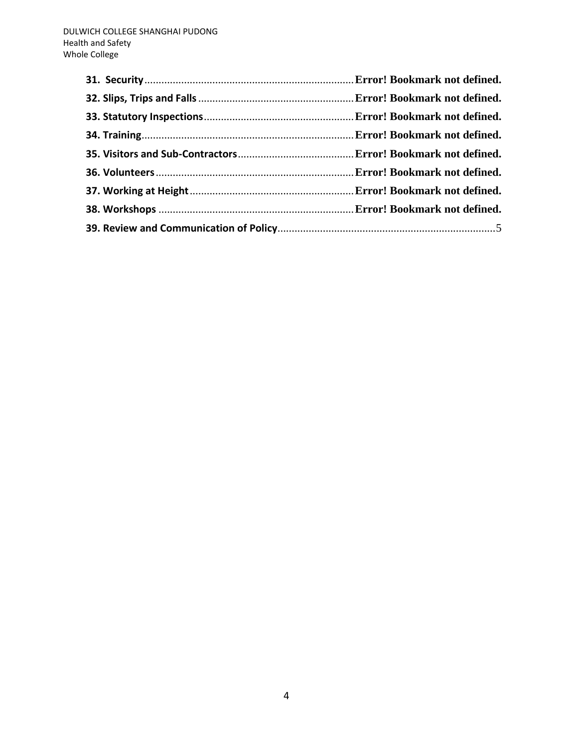**31. Security**..........................................................................**Error! Bookmark not defined.**

**32. Slips, Trips and Falls**........................................................**Error! Bookmark not defined.**

**33. Statutory Inspections**......................................................**Error! Bookmark not defined.**

**34. Training**.........................................................................**Error! Bookmark not defined.**

**35. Visitors and Sub-Contractors**..........................................**Error! Bookmark not defined.**

**36. Volunteers**.....................................................................**Error! Bookmark not defined.**

**37. Working at Height**...........................................................**Error! Bookmark not defined.**

**38. Workshops**......................................................................**Error! Bookmark not defined.**

**39. Review and Communication of Policy**..........................................................................5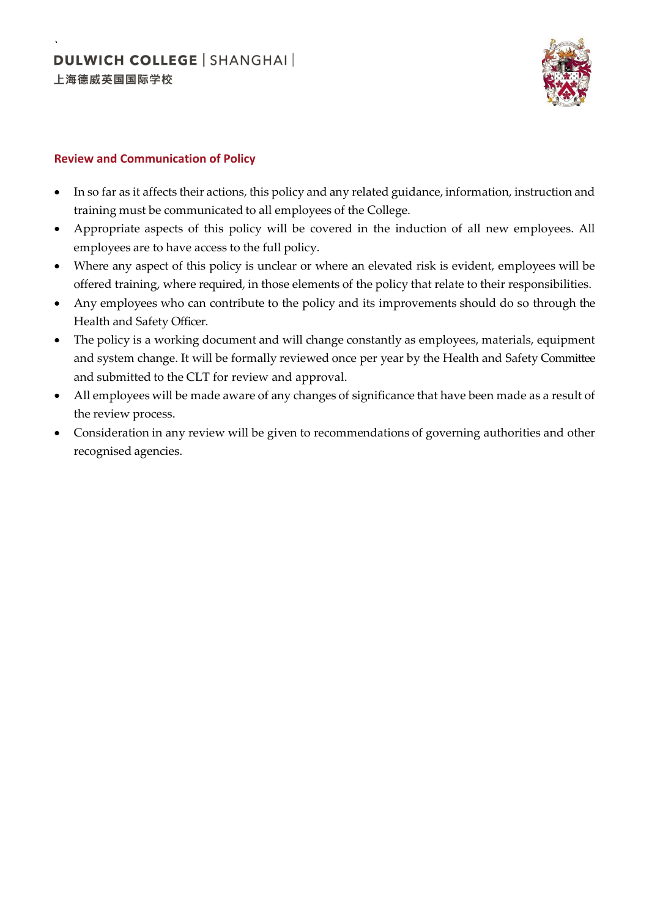## Review and Communication of Policy

- In so far as it affects their actions, this policy and any related guidance, information, instruction and training must be communicated to all employees of the College.
- Appropriate aspects of this policy will be covered in the induction of all new employees. All employees are to have access to the full policy.
- Where any aspect of this policy is unclear or where an elevated risk is evident, employees will be offered training, where required, in those elements of the policy that relate to their responsibilities.
- Any employees who can contribute to the policy and its improvements should do so through the Health and Safety Officer.
- The policy is a working document and will change constantly as employees, materials, equipment and system change. It will be formally reviewed once per year by the Health and Safety Committee and submitted to the CLT for review and approval.
- All employees will be made aware of any changes of significance that have been made as a result of the review process.
- Consideration in any review will be given to recommendations of governing authorities and other recognised agencies.